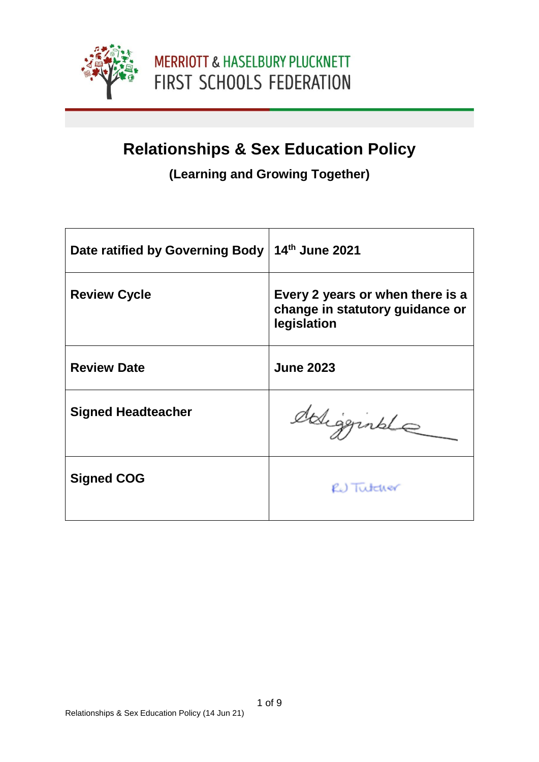MERRIOTT & HASELBURY PLUCKNETT
FIRST SCHOOLS FEDERATION

# Relationships & Sex Education Policy

## (Learning and Growing Together)

| | |
|---|---|
| **Date ratified by Governing Body** | **14th June 2021** |
| **Review Cycle** | **Every 2 years or when there is a change in statutory guidance or legislation** |
| **Review Date** | **June 2023** |
| **Signed Headteacher** | |
| **Signed COG** | RJ Tutcher |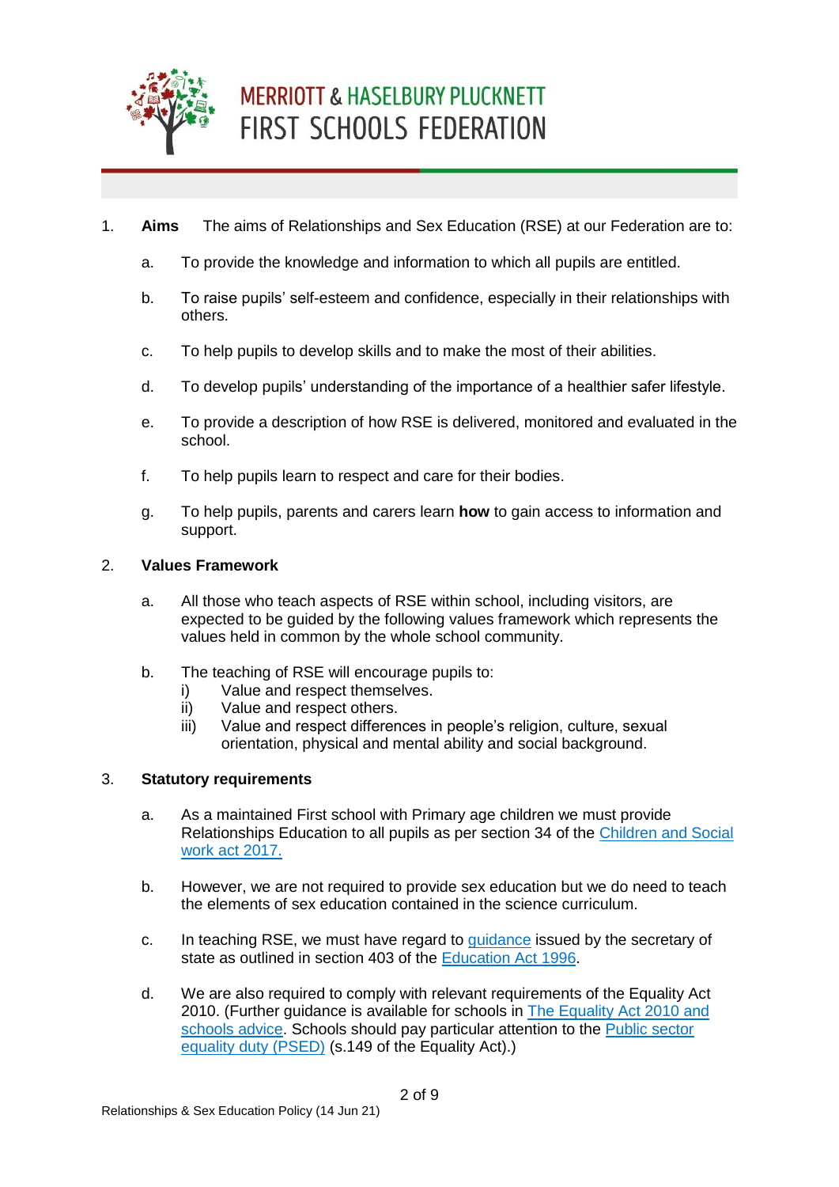MERRIOTT & HASELBURY PLUCKNETT
FIRST SCHOOLS FEDERATION

1. **Aims** The aims of Relationships and Sex Education (RSE) at our Federation are to:

   a. To provide the knowledge and information to which all pupils are entitled.

   b. To raise pupils' self-esteem and confidence, especially in their relationships with others.

   c. To help pupils to develop skills and to make the most of their abilities.

   d. To develop pupils' understanding of the importance of a healthier safer lifestyle.

   e. To provide a description of how RSE is delivered, monitored and evaluated in the school.

   f. To help pupils learn to respect and care for their bodies.

   g. To help pupils, parents and carers learn **how** to gain access to information and support.

2. **Values Framework**

   a. All those who teach aspects of RSE within school, including visitors, are expected to be guided by the following values framework which represents the values held in common by the whole school community.

   b. The teaching of RSE will encourage pupils to:
      i) Value and respect themselves.
      ii) Value and respect others.
      iii) Value and respect differences in people's religion, culture, sexual orientation, physical and mental ability and social background.

3. **Statutory requirements**

   a. As a maintained First school with Primary age children we must provide Relationships Education to all pupils as per section 34 of the [Children and Social work act 2017.]()

   b. However, we are not required to provide sex education but we do need to teach the elements of sex education contained in the science curriculum.

   c. In teaching RSE, we must have regard to [guidance]() issued by the secretary of state as outlined in section 403 of the [Education Act 1996]().

   d. We are also required to comply with relevant requirements of the Equality Act 2010. (Further guidance is available for schools in [The Equality Act 2010 and schools advice](). Schools should pay particular attention to the [Public sector equality duty (PSED)]() (s.149 of the Equality Act).)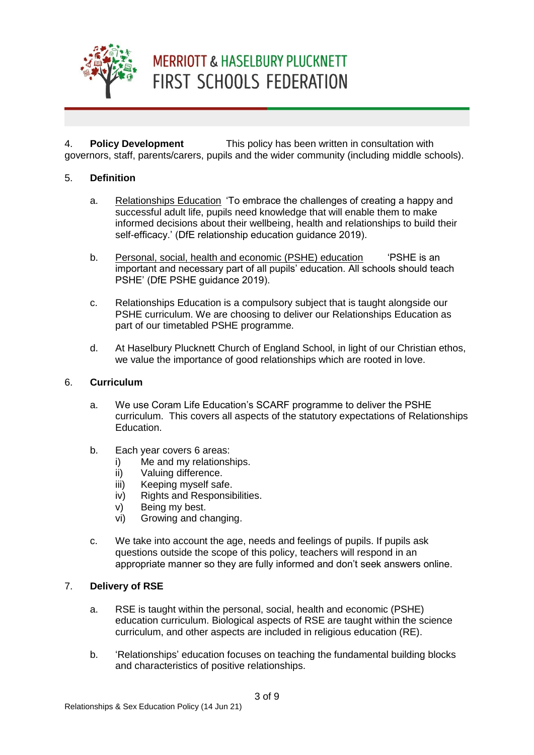4. **Policy Development** This policy has been written in consultation with governors, staff, parents/carers, pupils and the wider community (including middle schools).

5. **Definition**

   a. Relationships Education ‘To embrace the challenges of creating a happy and successful adult life, pupils need knowledge that will enable them to make informed decisions about their wellbeing, health and relationships to build their self-efficacy.’ (DfE relationship education guidance 2019).

   b. Personal, social, health and economic (PSHE) education ‘PSHE is an important and necessary part of all pupils’ education. All schools should teach PSHE’ (DfE PSHE guidance 2019).

   c. Relationships Education is a compulsory subject that is taught alongside our PSHE curriculum. We are choosing to deliver our Relationships Education as part of our timetabled PSHE programme.

   d. At Haselbury Plucknett Church of England School, in light of our Christian ethos, we value the importance of good relationships which are rooted in love.

6. **Curriculum**

   a. We use Coram Life Education’s SCARF programme to deliver the PSHE curriculum. This covers all aspects of the statutory expectations of Relationships Education.

   b. Each year covers 6 areas:
      i) Me and my relationships.
      ii) Valuing difference.
      iii) Keeping myself safe.
      iv) Rights and Responsibilities.
      v) Being my best.
      vi) Growing and changing.

   c. We take into account the age, needs and feelings of pupils. If pupils ask questions outside the scope of this policy, teachers will respond in an appropriate manner so they are fully informed and don’t seek answers online.

7. **Delivery of RSE**

   a. RSE is taught within the personal, social, health and economic (PSHE) education curriculum. Biological aspects of RSE are taught within the science curriculum, and other aspects are included in religious education (RE).

   b. ‘Relationships’ education focuses on teaching the fundamental building blocks and characteristics of positive relationships.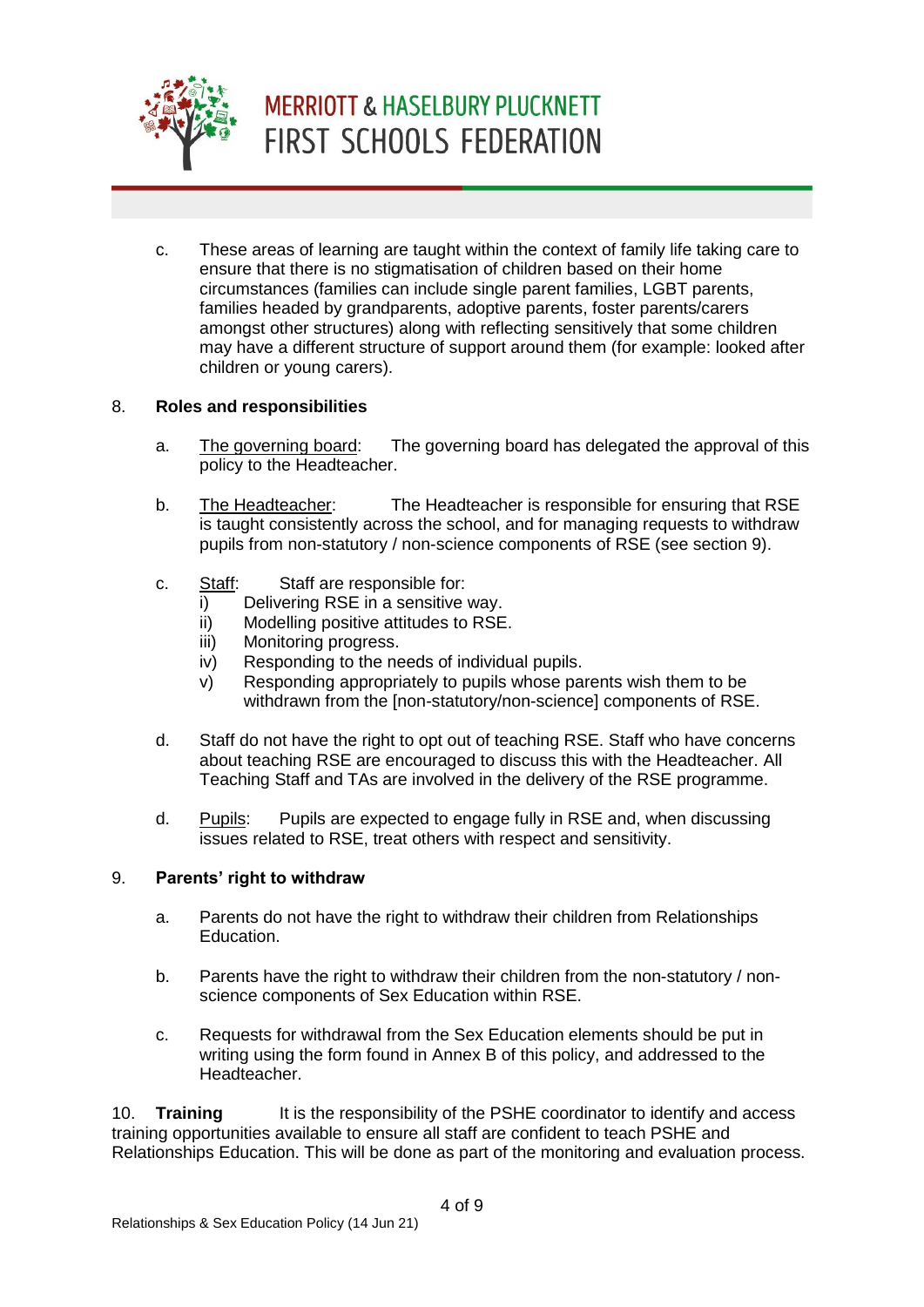c. These areas of learning are taught within the context of family life taking care to ensure that there is no stigmatisation of children based on their home circumstances (families can include single parent families, LGBT parents, families headed by grandparents, adoptive parents, foster parents/carers amongst other structures) along with reflecting sensitively that some children may have a different structure of support around them (for example: looked after children or young carers).

## 8. Roles and responsibilities

a. The governing board: The governing board has delegated the approval of this policy to the Headteacher.

b. The Headteacher: The Headteacher is responsible for ensuring that RSE is taught consistently across the school, and for managing requests to withdraw pupils from non-statutory / non-science components of RSE (see section 9).

c. Staff: Staff are responsible for:

i) Delivering RSE in a sensitive way.
ii) Modelling positive attitudes to RSE.
iii) Monitoring progress.
iv) Responding to the needs of individual pupils.
v) Responding appropriately to pupils whose parents wish them to be withdrawn from the [non-statutory/non-science] components of RSE.

d. Staff do not have the right to opt out of teaching RSE. Staff who have concerns about teaching RSE are encouraged to discuss this with the Headteacher. All Teaching Staff and TAs are involved in the delivery of the RSE programme.

d. Pupils: Pupils are expected to engage fully in RSE and, when discussing issues related to RSE, treat others with respect and sensitivity.

## 9. Parents' right to withdraw

a. Parents do not have the right to withdraw their children from Relationships Education.

b. Parents have the right to withdraw their children from the non-statutory / non-science components of Sex Education within RSE.

c. Requests for withdrawal from the Sex Education elements should be put in writing using the form found in Annex B of this policy, and addressed to the Headteacher.

## 10. Training

It is the responsibility of the PSHE coordinator to identify and access training opportunities available to ensure all staff are confident to teach PSHE and Relationships Education. This will be done as part of the monitoring and evaluation process.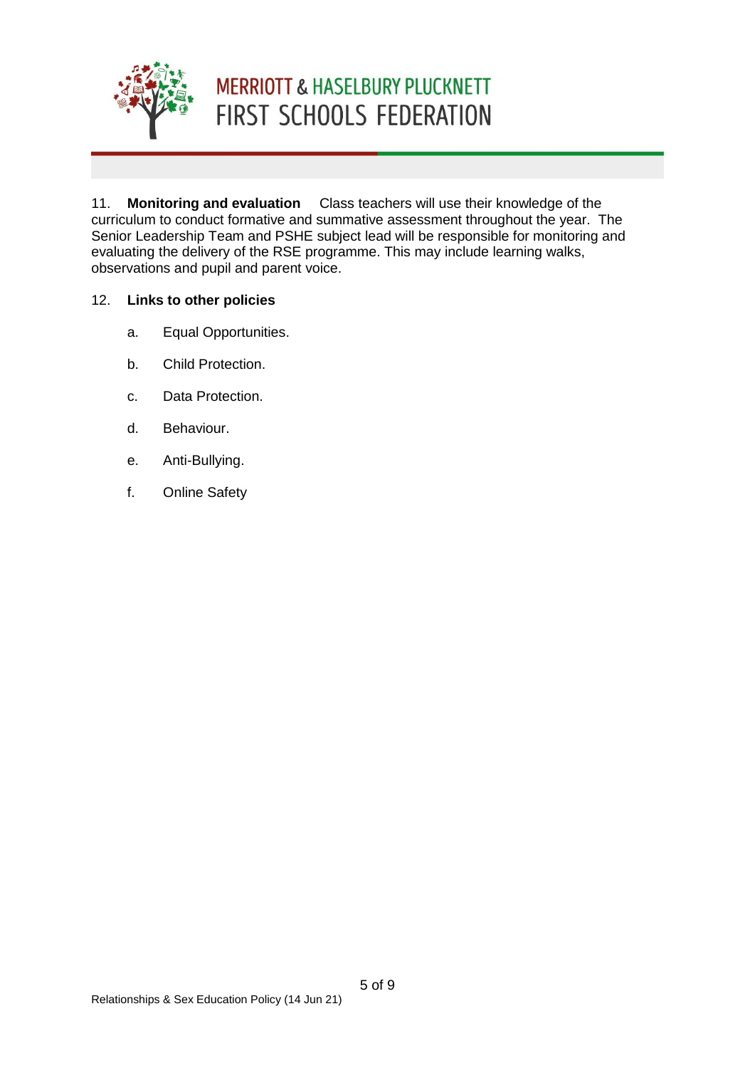11. **Monitoring and evaluation** Class teachers will use their knowledge of the curriculum to conduct formative and summative assessment throughout the year. The Senior Leadership Team and PSHE subject lead will be responsible for monitoring and evaluating the delivery of the RSE programme. This may include learning walks, observations and pupil and parent voice.

12. **Links to other policies**

a. Equal Opportunities.

b. Child Protection.

c. Data Protection.

d. Behaviour.

e. Anti-Bullying.

f. Online Safety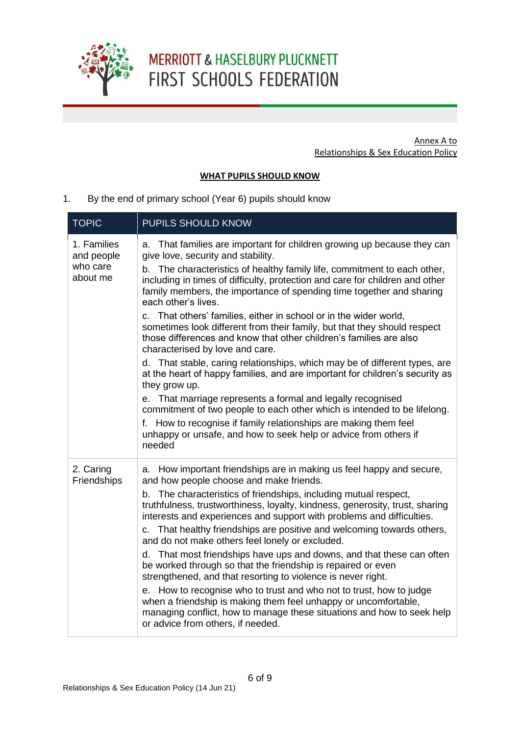MERRIOTT & HASELBURY PLUCKNETT
FIRST SCHOOLS FEDERATION

Annex A to
Relationships & Sex Education Policy

**WHAT PUPILS SHOULD KNOW**

1. By the end of primary school (Year 6) pupils should know

| TOPIC | PUPILS SHOULD KNOW |
| --- | --- |
| 1. Families and people who care about me | a. That families are important for children growing up because they can give love, security and stability.<br>b. The characteristics of healthy family life, commitment to each other, including in times of difficulty, protection and care for children and other family members, the importance of spending time together and sharing each other's lives.<br>c. That others' families, either in school or in the wider world, sometimes look different from their family, but that they should respect those differences and know that other children's families are also characterised by love and care.<br>d. That stable, caring relationships, which may be of different types, are at the heart of happy families, and are important for children's security as they grow up.<br>e. That marriage represents a formal and legally recognised commitment of two people to each other which is intended to be lifelong.<br>f. How to recognise if family relationships are making them feel unhappy or unsafe, and how to seek help or advice from others if needed |
| 2. Caring Friendships | a. How important friendships are in making us feel happy and secure, and how people choose and make friends.<br>b. The characteristics of friendships, including mutual respect, truthfulness, trustworthiness, loyalty, kindness, generosity, trust, sharing interests and experiences and support with problems and difficulties.<br>c. That healthy friendships are positive and welcoming towards others, and do not make others feel lonely or excluded.<br>d. That most friendships have ups and downs, and that these can often be worked through so that the friendship is repaired or even strengthened, and that resorting to violence is never right.<br>e. How to recognise who to trust and who not to trust, how to judge when a friendship is making them feel unhappy or uncomfortable, managing conflict, how to manage these situations and how to seek help or advice from others, if needed. |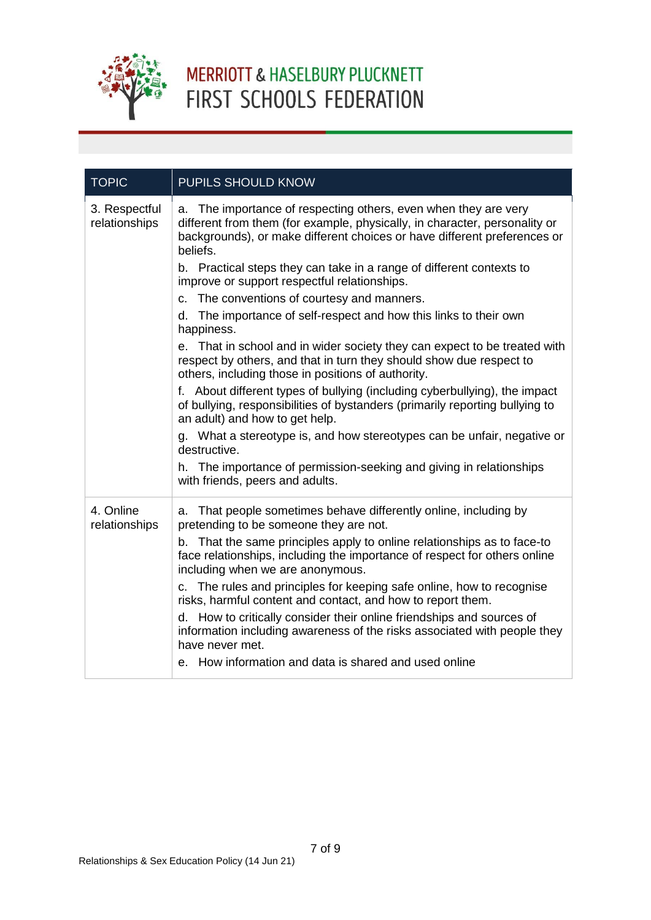| TOPIC | PUPILS SHOULD KNOW |
|---|---|
| 3. Respectful relationships | a. The importance of respecting others, even when they are very different from them (for example, physically, in character, personality or backgrounds), or make different choices or have different preferences or beliefs.<br>b. Practical steps they can take in a range of different contexts to improve or support respectful relationships.<br>c. The conventions of courtesy and manners.<br>d. The importance of self-respect and how this links to their own happiness.<br>e. That in school and in wider society they can expect to be treated with respect by others, and that in turn they should show due respect to others, including those in positions of authority.<br>f. About different types of bullying (including cyberbullying), the impact of bullying, responsibilities of bystanders (primarily reporting bullying to an adult) and how to get help.<br>g. What a stereotype is, and how stereotypes can be unfair, negative or destructive.<br>h. The importance of permission-seeking and giving in relationships with friends, peers and adults. |
| 4. Online relationships | a. That people sometimes behave differently online, including by pretending to be someone they are not.<br>b. That the same principles apply to online relationships as to face-to face relationships, including the importance of respect for others online including when we are anonymous.<br>c. The rules and principles for keeping safe online, how to recognise risks, harmful content and contact, and how to report them.<br>d. How to critically consider their online friendships and sources of information including awareness of the risks associated with people they have never met.<br>e. How information and data is shared and used online |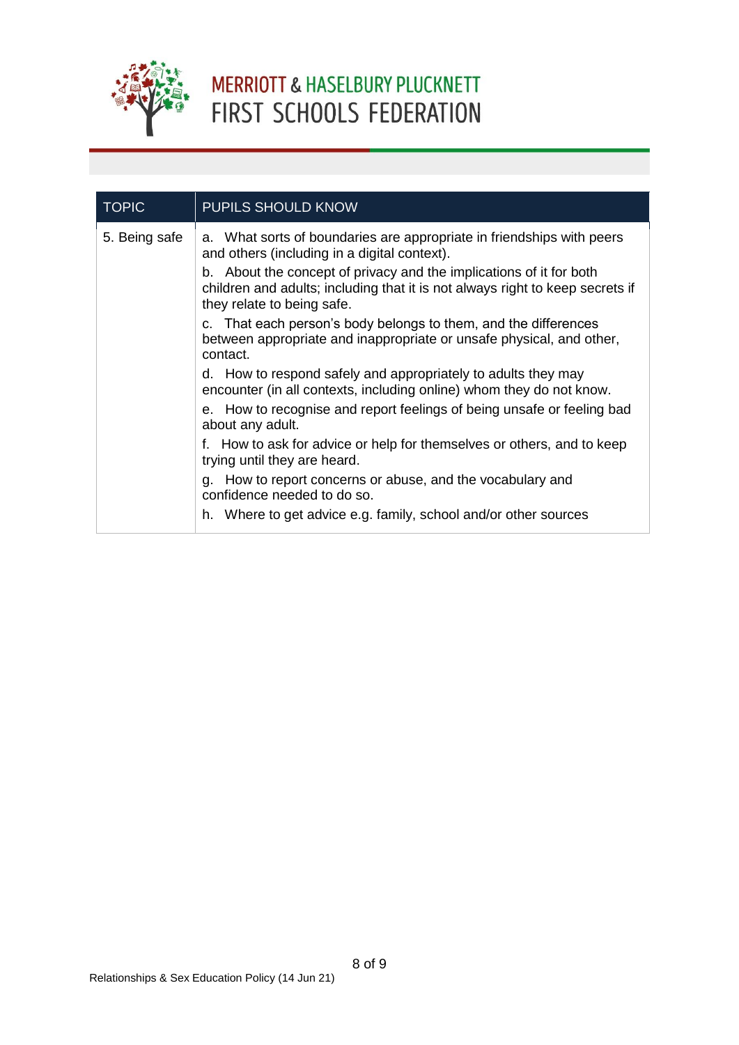| TOPIC | PUPILS SHOULD KNOW |
| --- | --- |
| 5. Being safe | a. What sorts of boundaries are appropriate in friendships with peers and others (including in a digital context).<br>b. About the concept of privacy and the implications of it for both children and adults; including that it is not always right to keep secrets if they relate to being safe.<br>c. That each person's body belongs to them, and the differences between appropriate and inappropriate or unsafe physical, and other, contact.<br>d. How to respond safely and appropriately to adults they may encounter (in all contexts, including online) whom they do not know.<br>e. How to recognise and report feelings of being unsafe or feeling bad about any adult.<br>f. How to ask for advice or help for themselves or others, and to keep trying until they are heard.<br>g. How to report concerns or abuse, and the vocabulary and confidence needed to do so.<br>h. Where to get advice e.g. family, school and/or other sources |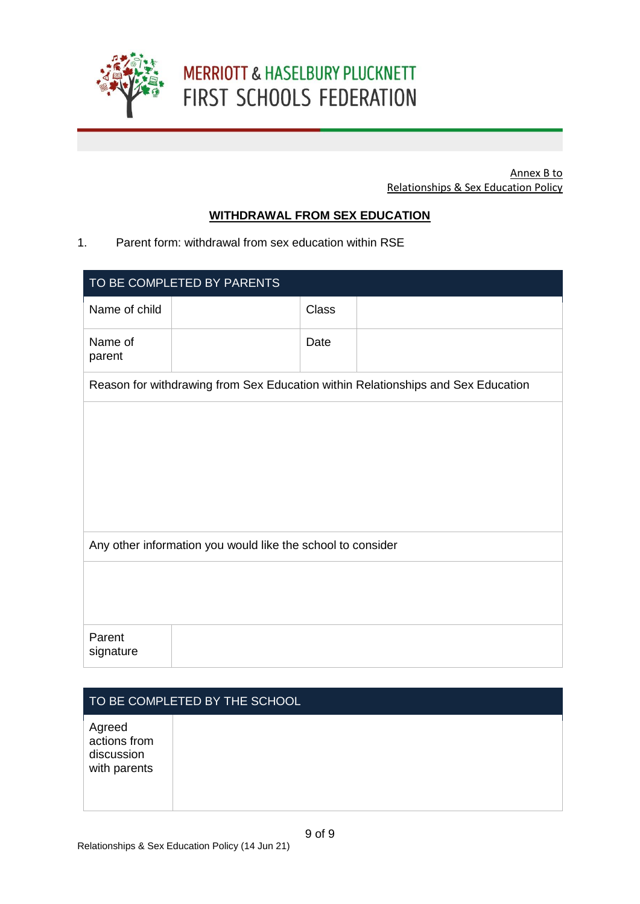MERRIOTT & HASELBURY PLUCKNETT
FIRST SCHOOLS FEDERATION

Annex B to
Relationships & Sex Education Policy

## WITHDRAWAL FROM SEX EDUCATION

1. Parent form: withdrawal from sex education within RSE

| TO BE COMPLETED BY PARENTS | | | |
|---|---|---|---|
| Name of child | | Class | |
| Name of parent | | Date | |
| Reason for withdrawing from Sex Education within Relationships and Sex Education | | | |
| | | | |
| Any other information you would like the school to consider | | | |
| | | | |
| Parent signature | | | |

| TO BE COMPLETED BY THE SCHOOL | |
|---|---|
| Agreed actions from discussion with parents | |